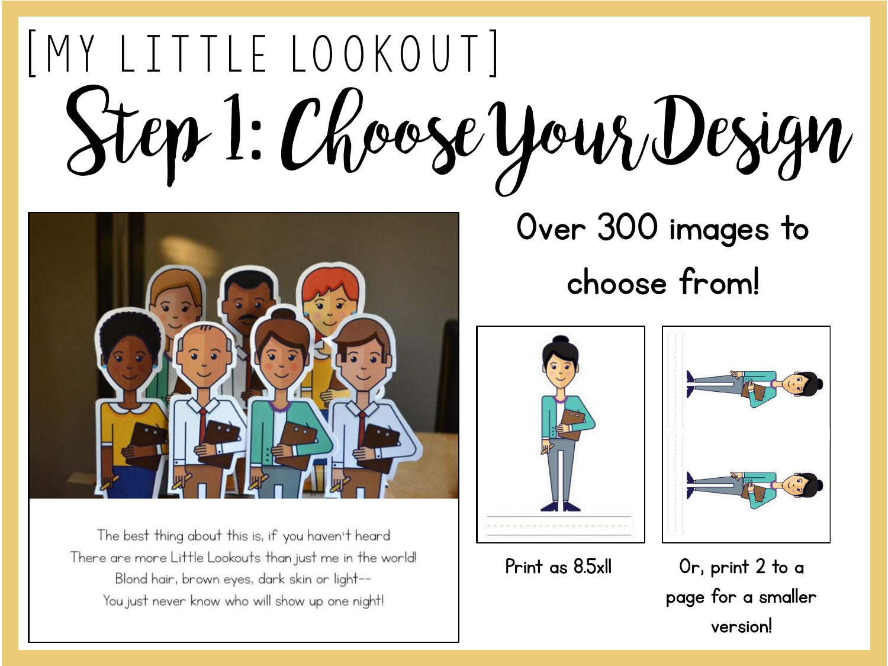[MY LITTLE LOOKOUT]

# Step 1: Choose Your Design

The best thing about this is, if you haven't heard
There are more Little Lookouts than just me in the world!
Blond hair, brown eyes, dark skin or light--
You just never know who will show up one night!

Over 300 images to choose from!

Print as 8.5x11

Or, print 2 to a page for a smaller version!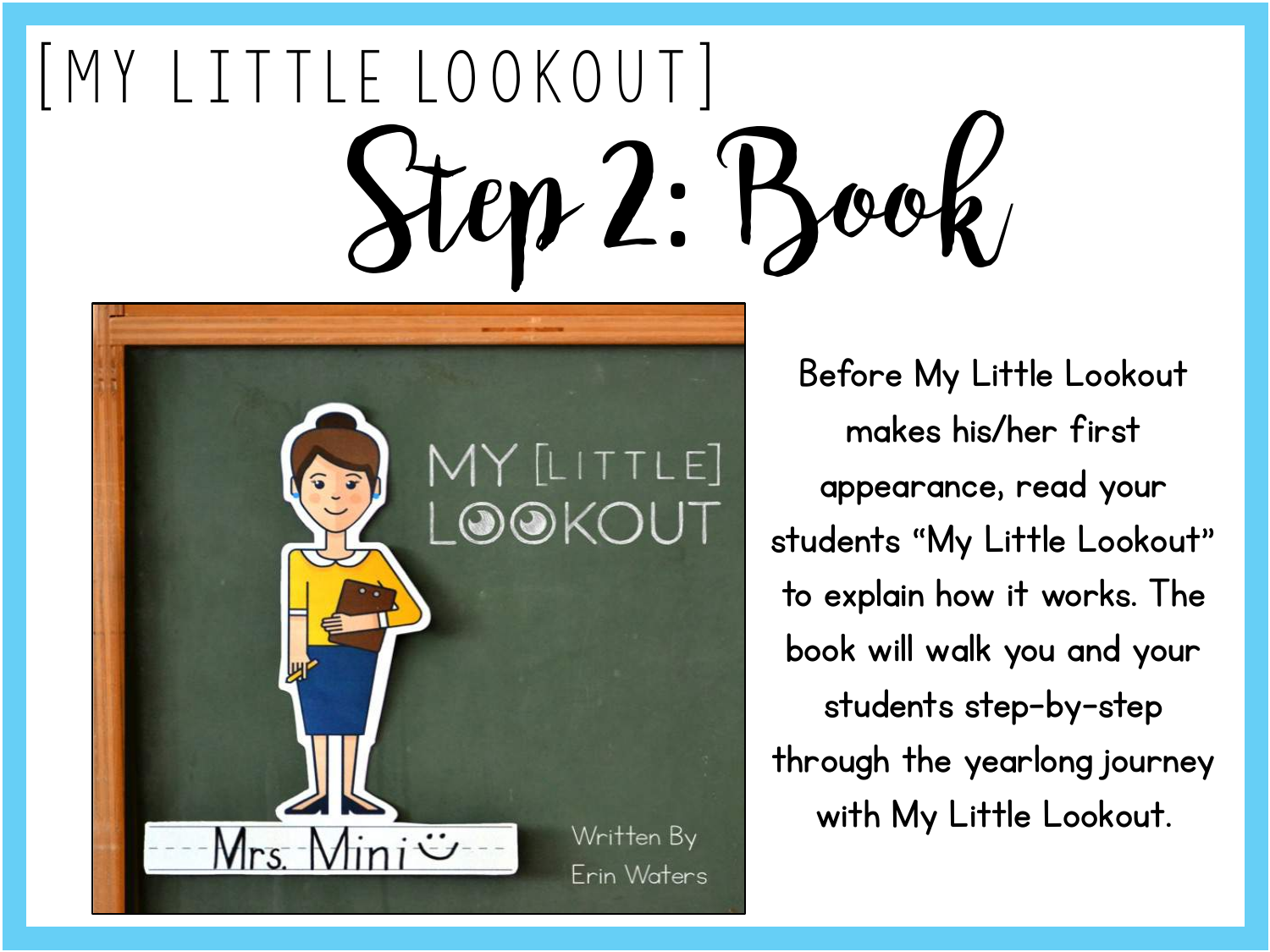[MY LITTLE LOOKOUT]

# Step 2: Book

MY [LITTLE] LOOKOUT

Mrs. Mini

Written By Erin Waters

Before My Little Lookout makes his/her first appearance, read your students "My Little Lookout" to explain how it works. The book will walk you and your students step-by-step through the yearlong journey with My Little Lookout.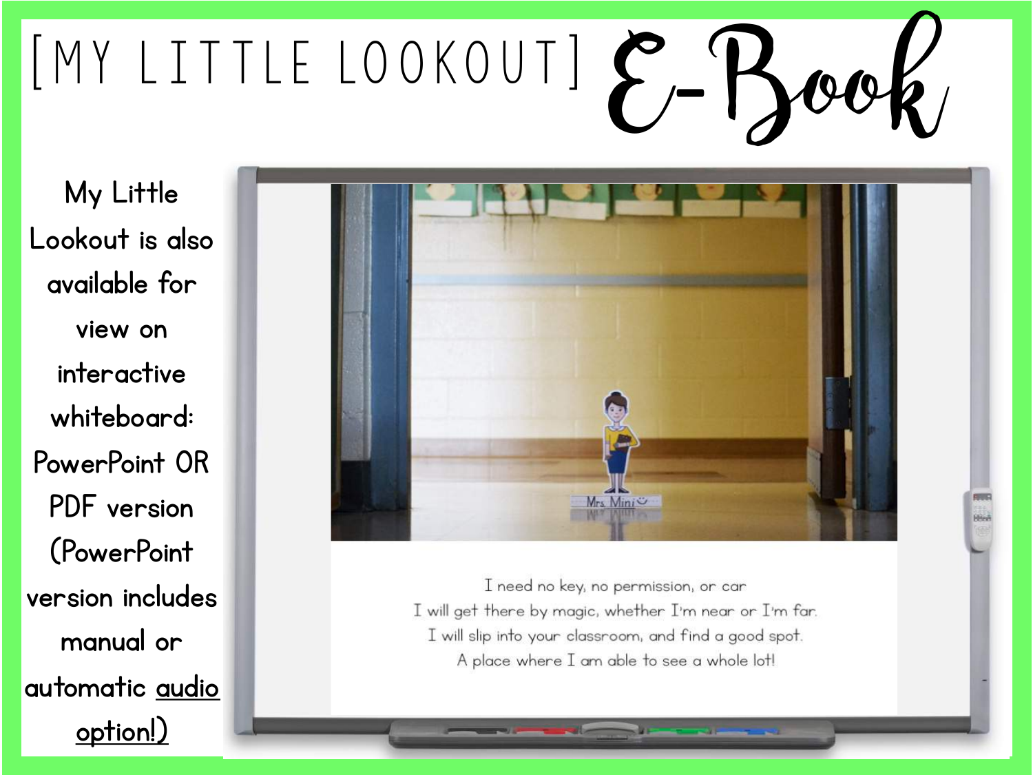# [MY LITTLE LOOKOUT] E-Book

My Little Lookout is also available for view on interactive whiteboard: PowerPoint OR PDF version (PowerPoint version includes manual or automatic audio option!)

Mrs. Mini

I need no key, no permission, or car
I will get there by magic, whether I'm near or I'm far.
I will slip into your classroom, and find a good spot.
A place where I am able to see a whole lot!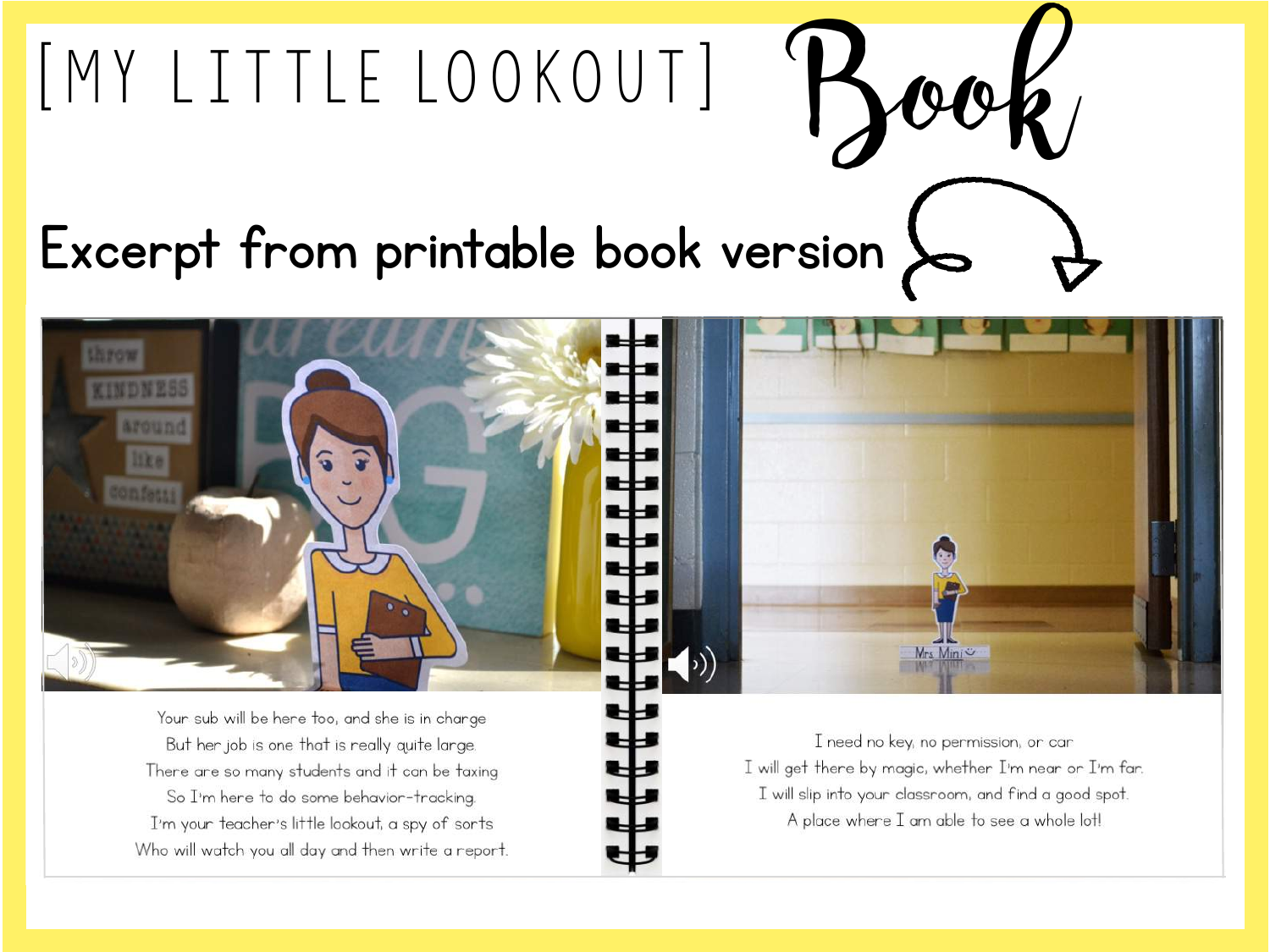# [MY LITTLE LOOKOUT] Book

## Excerpt from printable book version

Your sub will be here too, and she is in charge
But her job is one that is really quite large.
There are so many students and it can be taxing
So I'm here to do some behavior-tracking.
I'm your teacher's little lookout, a spy of sorts
Who will watch you all day and then write a report.

I need no key, no permission, or car
I will get there by magic, whether I'm near or I'm far.
I will slip into your classroom, and find a good spot.
A place where I am able to see a whole lot!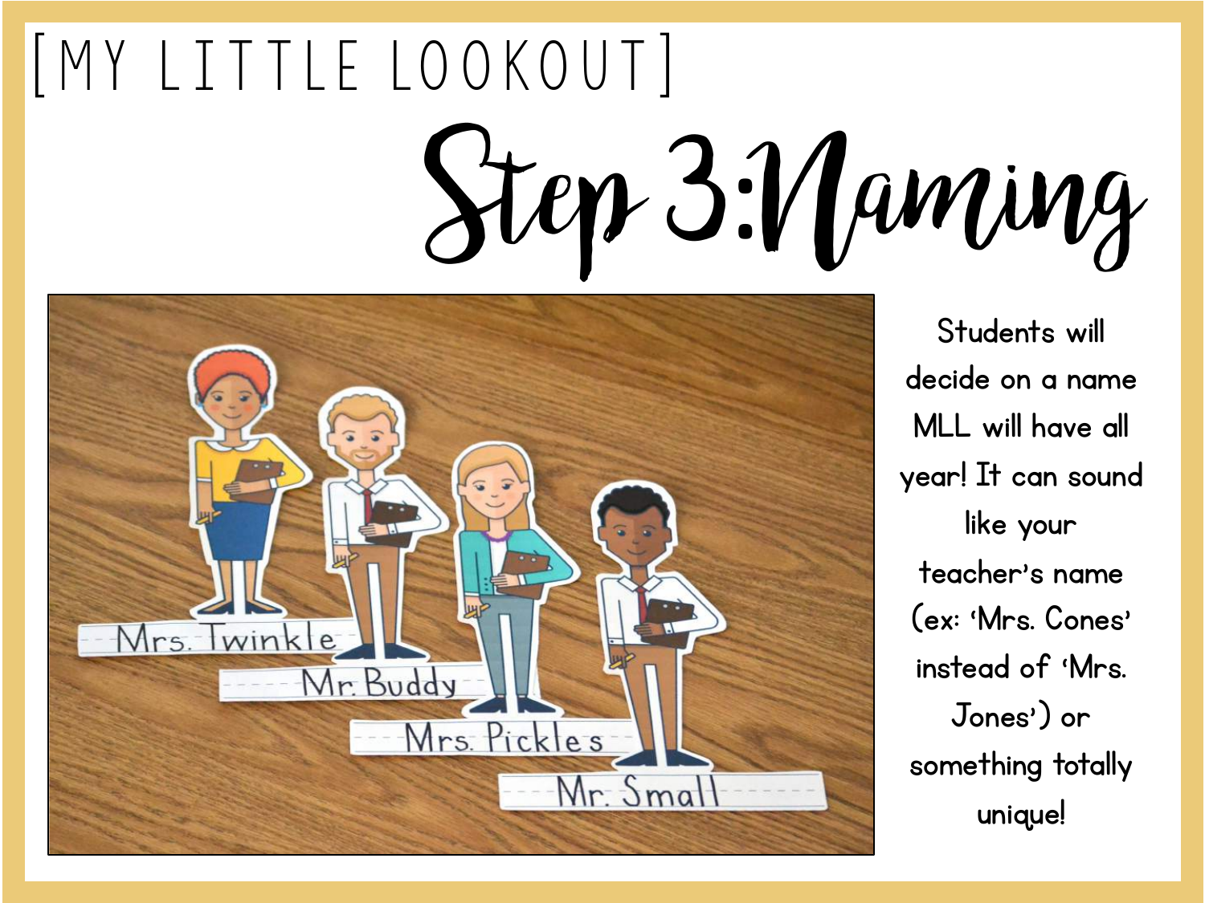[MY LITTLE LOOKOUT]

# Step 3: Naming

Students will decide on a name MLL will have all year! It can sound like your teacher's name (ex: 'Mrs. Cones' instead of 'Mrs. Jones') or something totally unique!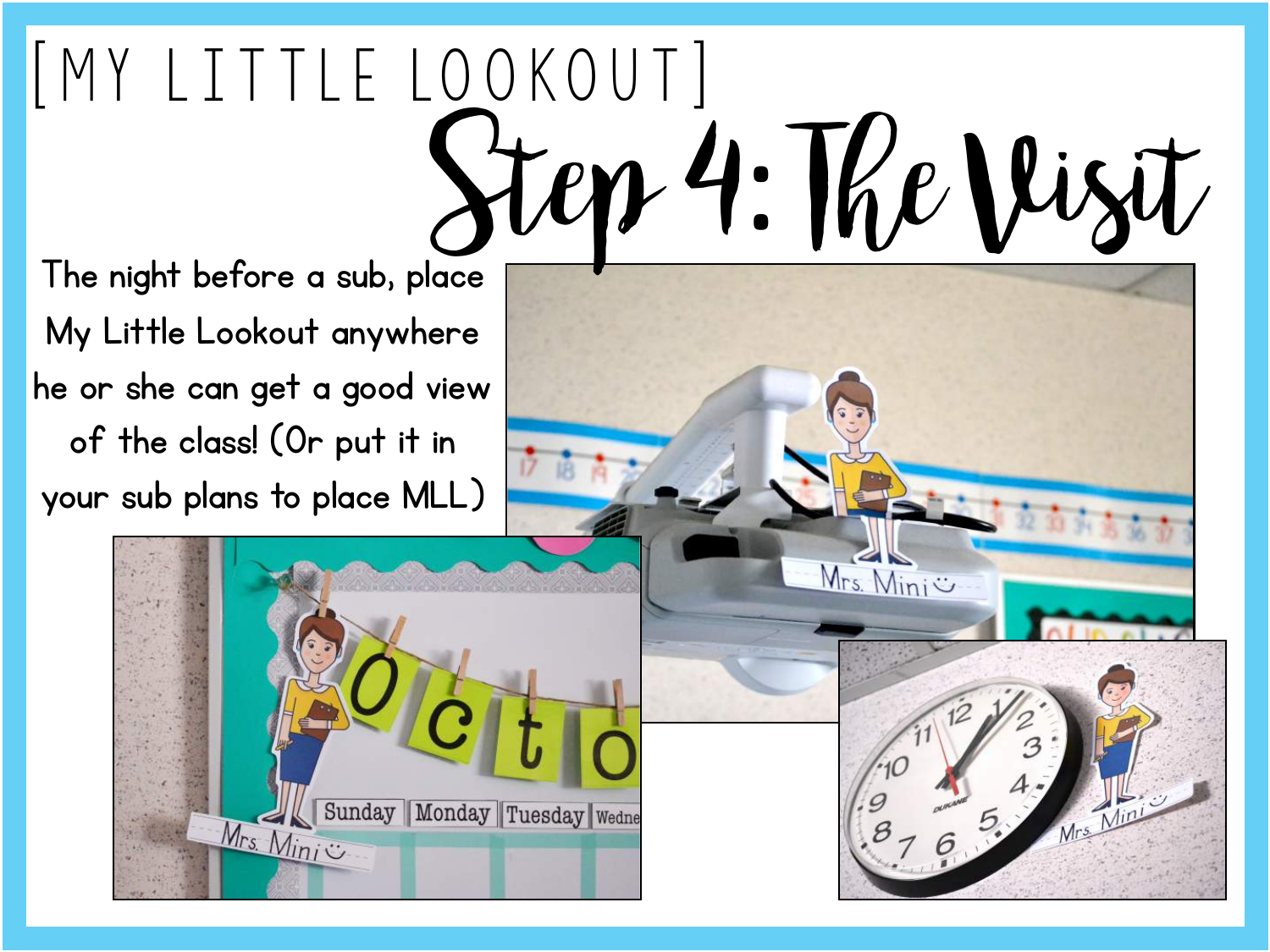[MY LITTLE LOOKOUT]

# Step 4: The Visit

The night before a sub, place My Little Lookout anywhere he or she can get a good view of the class! (Or put it in your sub plans to place MLL)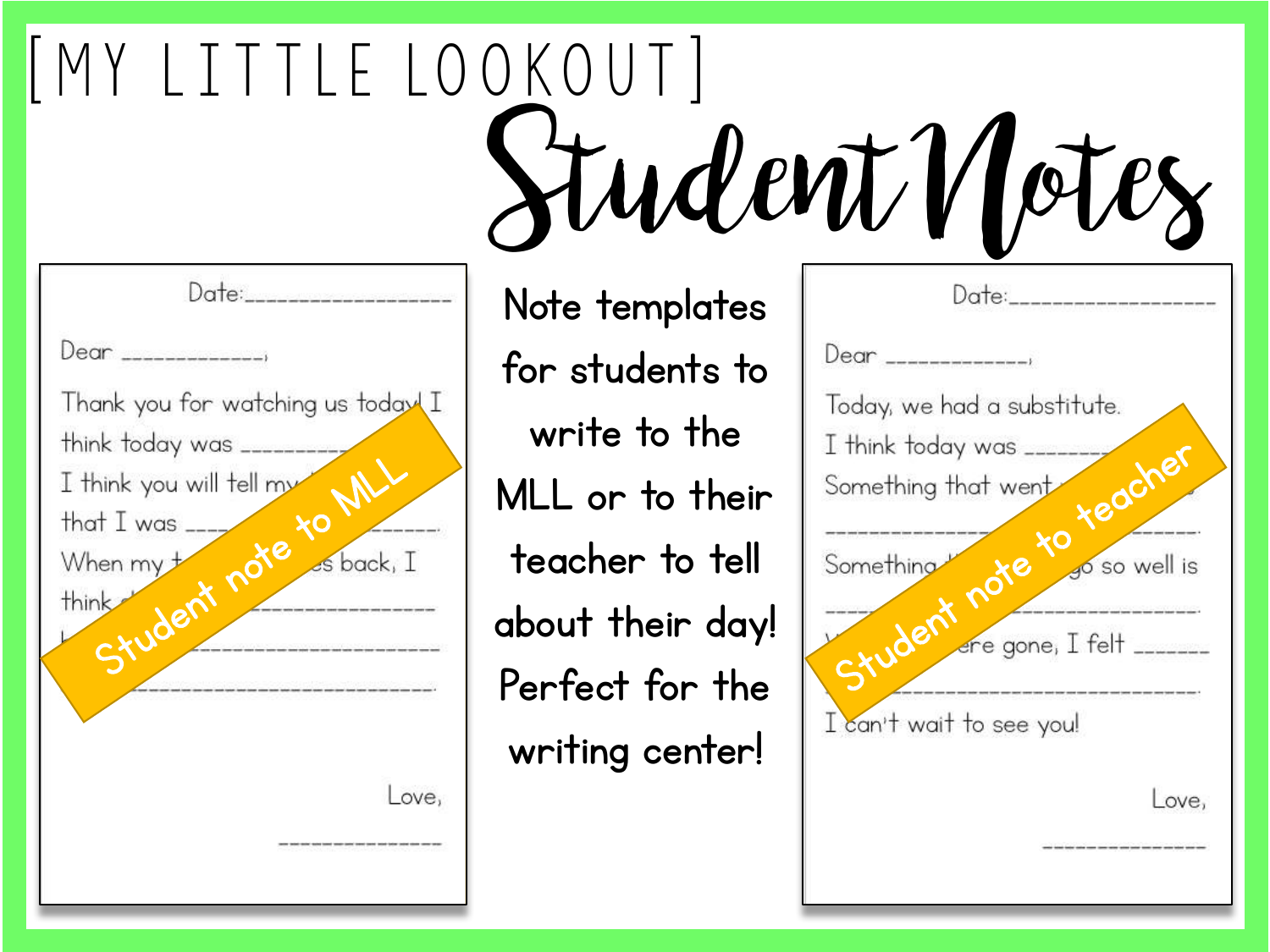[MY LITTLE LOOKOUT]

# Student Notes

Date:__________________

Dear ____________,

Thank you for watching us today! I think today was __________

I think you will tell my ... that I was __________.

When my ... back, I think ... __________________

__________________________

__________________________

Love,

______________

Student note to MLL

Note templates for students to write to the MLL or to their teacher to tell about their day! Perfect for the writing center!

Date:__________________

Dear ____________,

Today, we had a substitute.

I think today was __________

Something that went ...

__________________________

Something ... go so well is

__________________________

... ere gone, I felt ______

__________________________

I can't wait to see you!

Love,

______________

Student note to teacher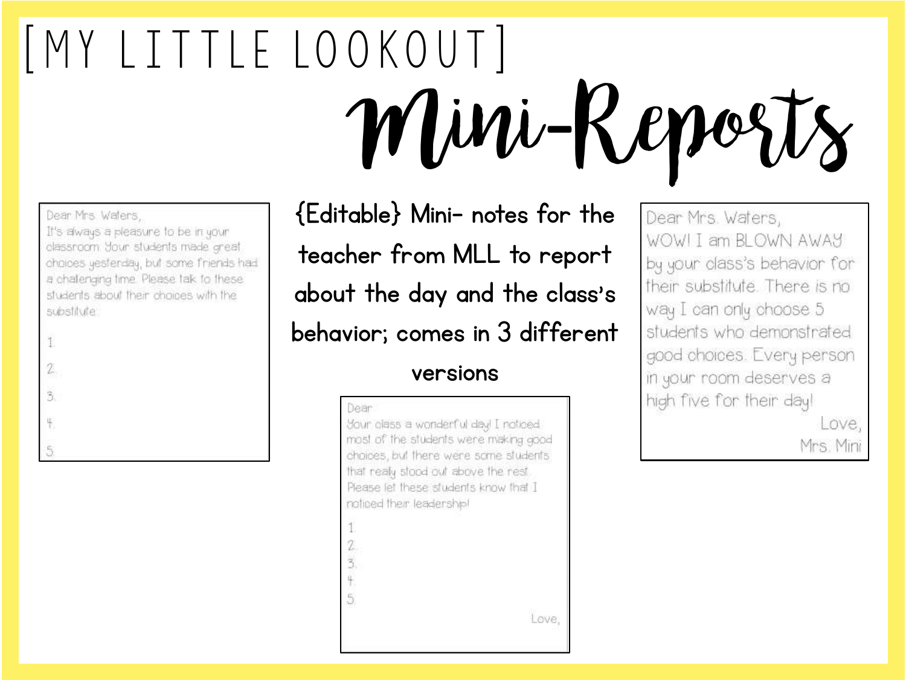# [MY LITTLE LOOKOUT]

# Mini-Reports

Dear Mrs. Waters,
It's always a pleasure to be in your classroom. Your students made great choices yesterday, but some friends had a challenging time. Please talk to these students about their choices with the substitute.

1.
2.
3.
4.
5.

{Editable} Mini- notes for the teacher from MLL to report about the day and the class's behavior; comes in 3 different versions

Dear
Your class a wonderful day! I noticed most of the students were making good choices, but there were some students that really stood out above the rest. Please let these students know that I noticed their leadership!

1.
2.
3.
4.
5.

Love,

Dear Mrs. Waters,
WOW! I am BLOWN AWAY by your class's behavior for their substitute. There is no way I can only choose 5 students who demonstrated good choices. Every person in your room deserves a high five for their day!

Love,
Mrs. Mini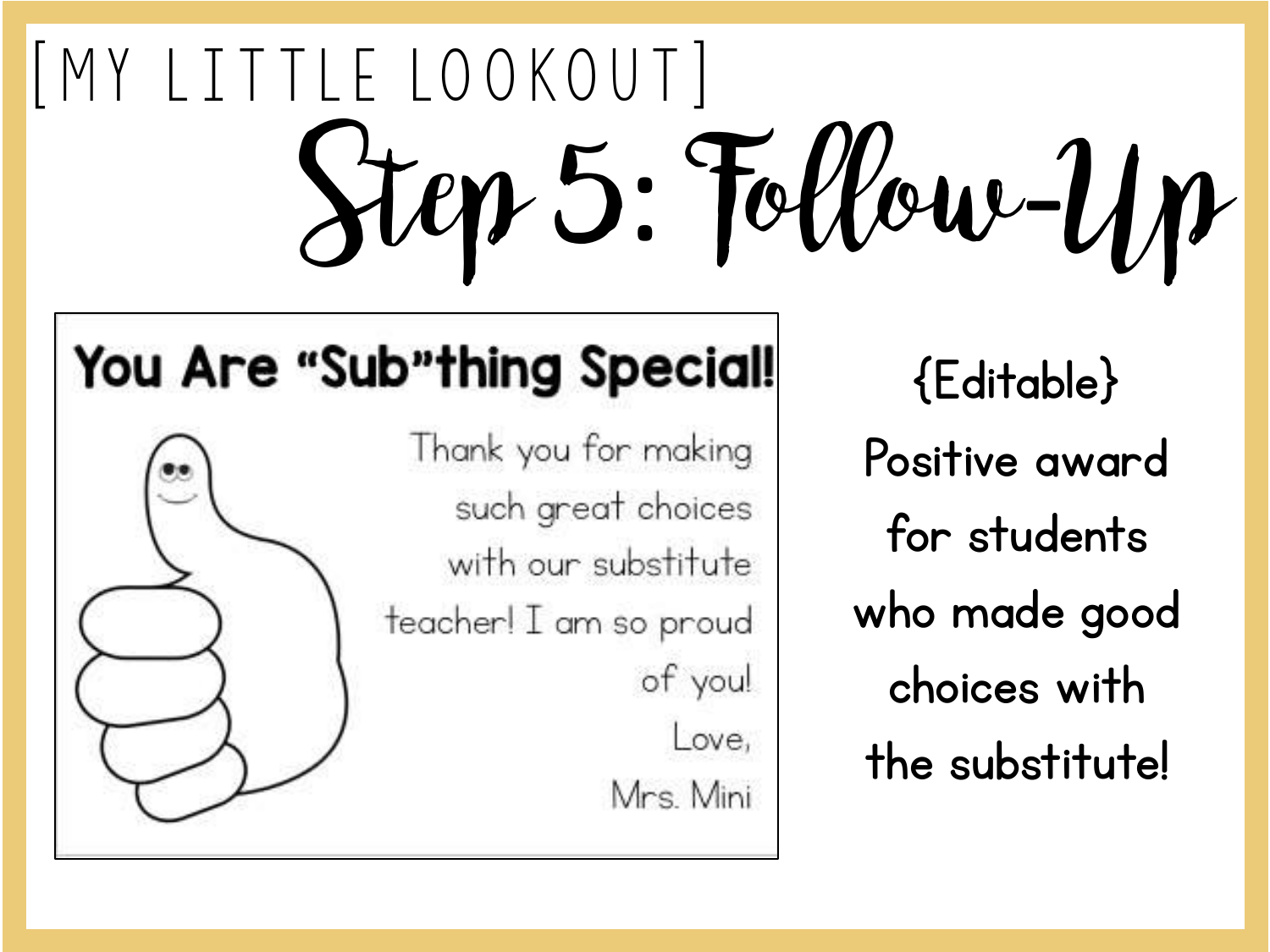[MY LITTLE LOOKOUT]

# Step 5: Follow-Up

**You Are "Sub"thing Special!**

Thank you for making such great choices with our substitute teacher! I am so proud of you!

Love,

Mrs. Mini

{Editable}

Positive award for students who made good choices with the substitute!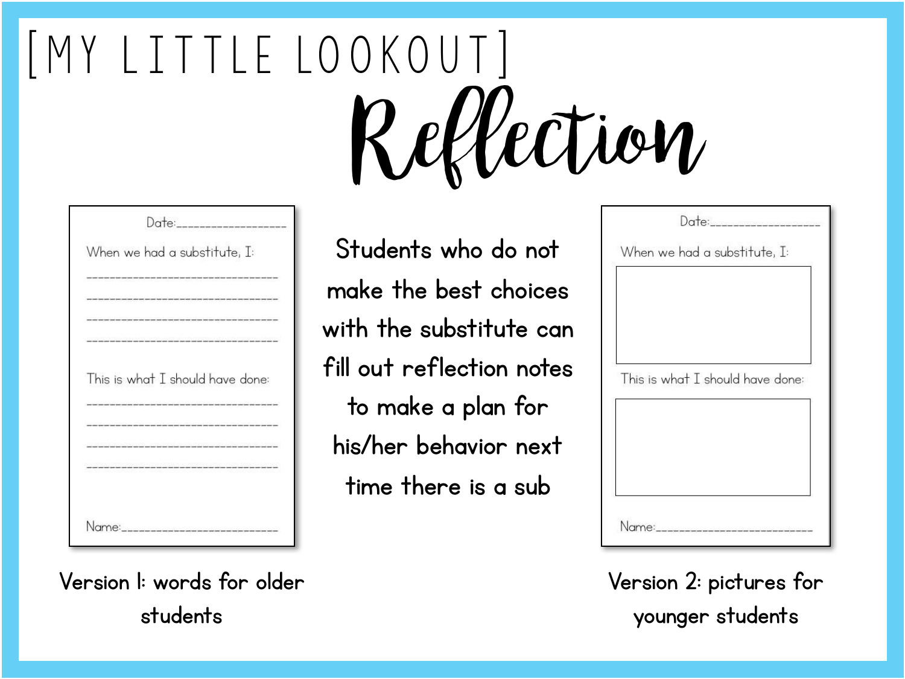[MY LITTLE LOOKOUT]

# Reflection

Date:_________________

When we had a substitute, I:

________________________________

________________________________

________________________________

________________________________

This is what I should have done:

________________________________

________________________________

________________________________

________________________________

Name:_______________________

Version 1: words for older students

Students who do not make the best choices with the substitute can fill out reflection notes to make a plan for his/her behavior next time there is a sub

Date:_________________

When we had a substitute, I:

This is what I should have done:

Name:_______________________

Version 2: pictures for younger students